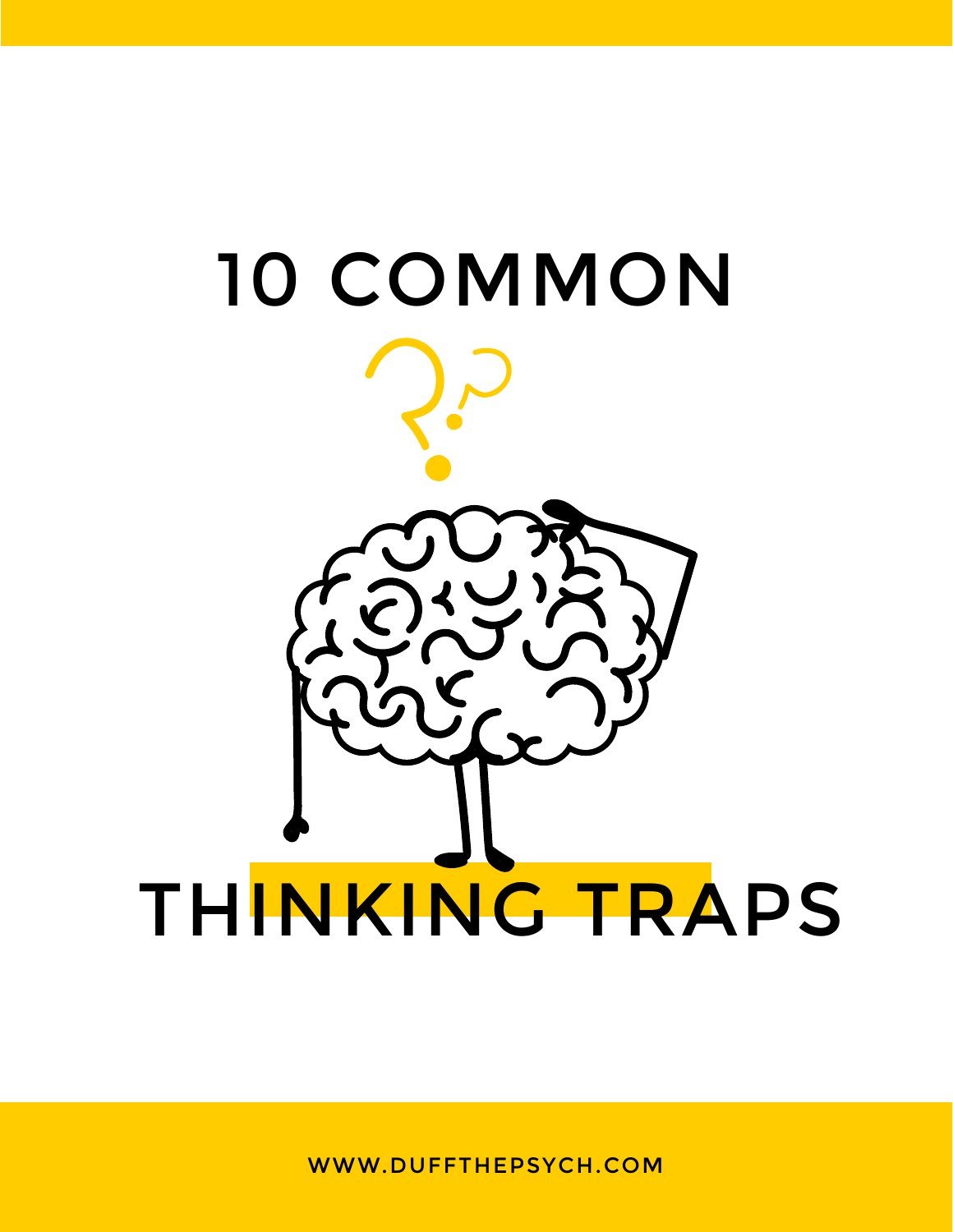# 10 COMMON THINKING TRAPS

WWW.DUFFTHEPSYCH.COM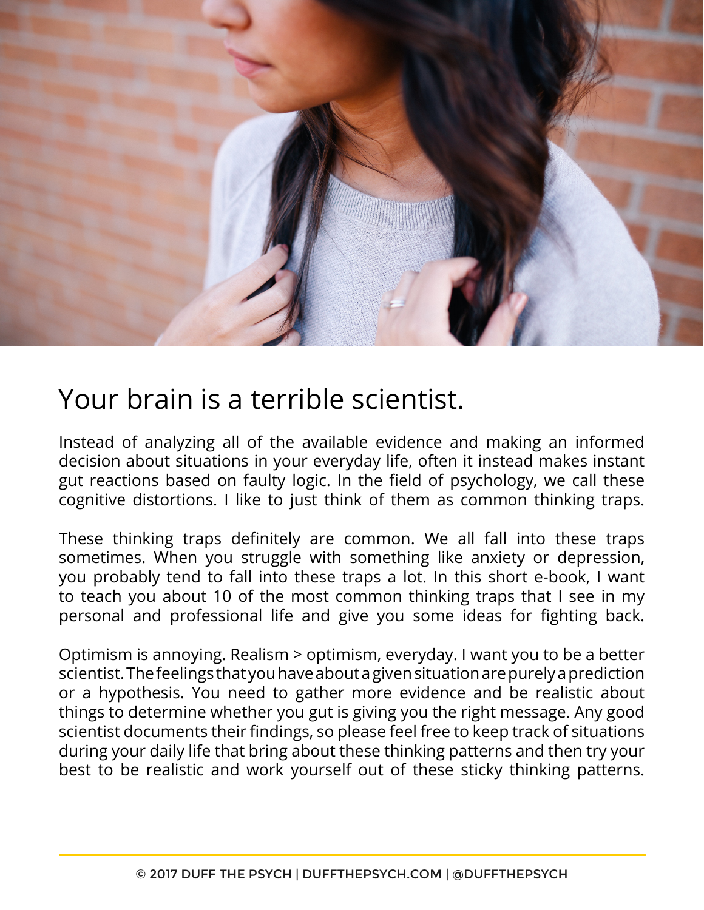# Your brain is a terrible scientist.

Instead of analyzing all of the available evidence and making an informed decision about situations in your everyday life, often it instead makes instant gut reactions based on faulty logic. In the field of psychology, we call these cognitive distortions. I like to just think of them as common thinking traps.

These thinking traps definitely are common. We all fall into these traps sometimes. When you struggle with something like anxiety or depression, you probably tend to fall into these traps a lot. In this short e-book, I want to teach you about 10 of the most common thinking traps that I see in my personal and professional life and give you some ideas for fighting back.

Optimism is annoying. Realism > optimism, everyday. I want you to be a better scientist. The feelings that you have about a given situation are purely a prediction or a hypothesis. You need to gather more evidence and be realistic about things to determine whether you gut is giving you the right message. Any good scientist documents their findings, so please feel free to keep track of situations during your daily life that bring about these thinking patterns and then try your best to be realistic and work yourself out of these sticky thinking patterns.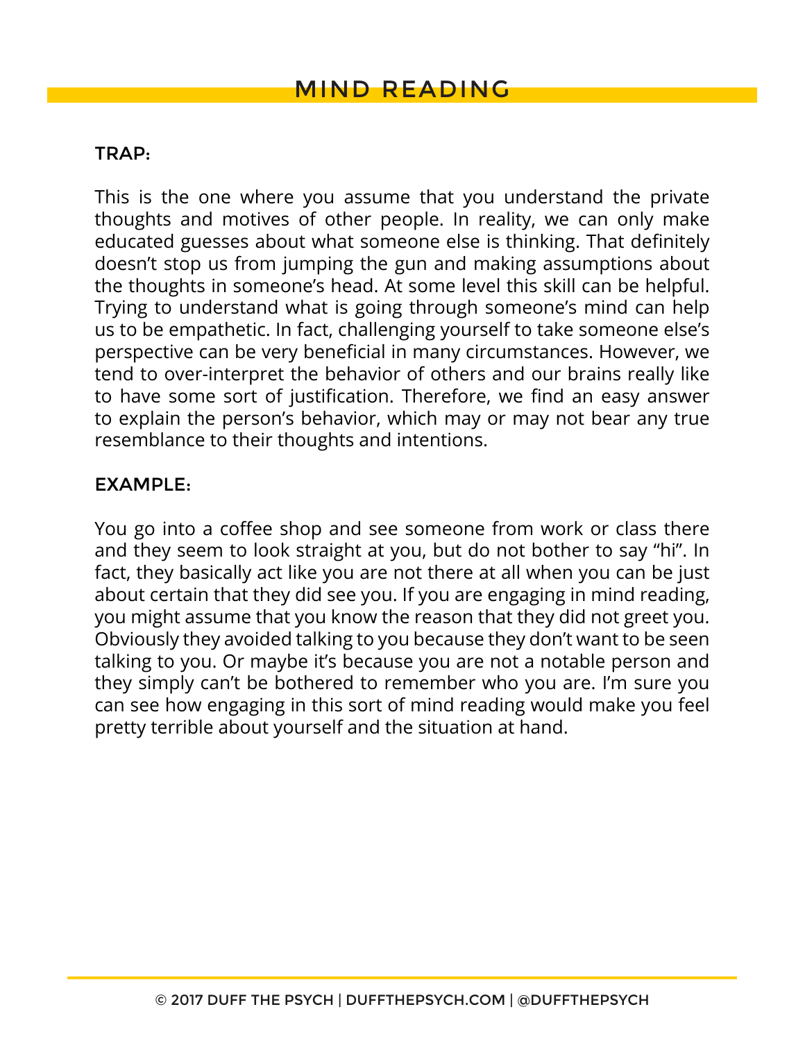# MIND READING

### TRAP:

This is the one where you assume that you understand the private thoughts and motives of other people. In reality, we can only make educated guesses about what someone else is thinking. That definitely doesn't stop us from jumping the gun and making assumptions about the thoughts in someone's head. At some level this skill can be helpful. Trying to understand what is going through someone's mind can help us to be empathetic. In fact, challenging yourself to take someone else's perspective can be very beneficial in many circumstances. However, we tend to over-interpret the behavior of others and our brains really like to have some sort of justification. Therefore, we find an easy answer to explain the person's behavior, which may or may not bear any true resemblance to their thoughts and intentions.

### EXAMPLE:

You go into a coffee shop and see someone from work or class there and they seem to look straight at you, but do not bother to say "hi". In fact, they basically act like you are not there at all when you can be just about certain that they did see you. If you are engaging in mind reading, you might assume that you know the reason that they did not greet you. Obviously they avoided talking to you because they don't want to be seen talking to you. Or maybe it's because you are not a notable person and they simply can't be bothered to remember who you are. I'm sure you can see how engaging in this sort of mind reading would make you feel pretty terrible about yourself and the situation at hand.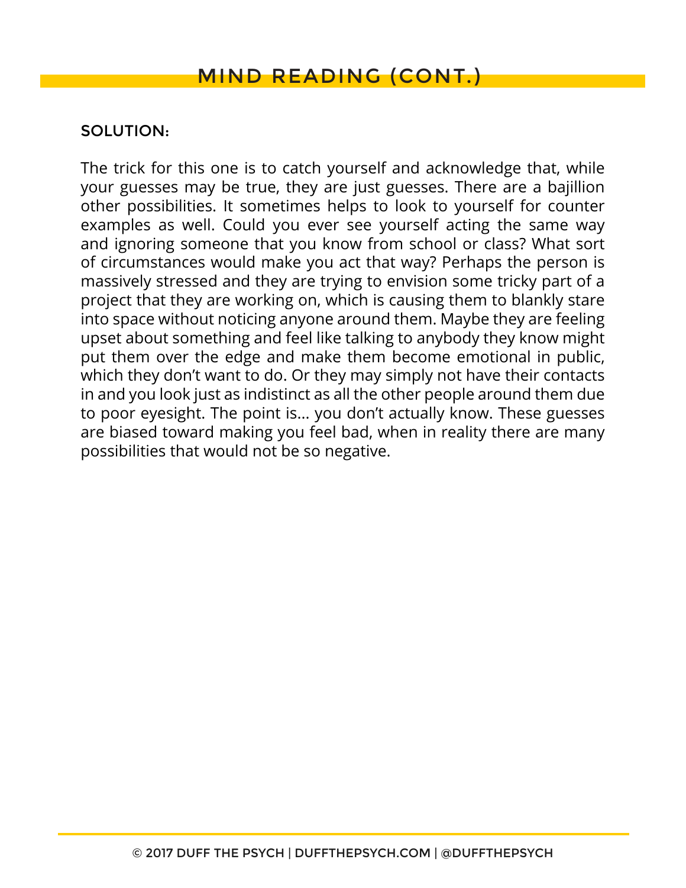# MIND READING (CONT.)

## SOLUTION:

The trick for this one is to catch yourself and acknowledge that, while your guesses may be true, they are just guesses. There are a bajillion other possibilities. It sometimes helps to look to yourself for counter examples as well. Could you ever see yourself acting the same way and ignoring someone that you know from school or class? What sort of circumstances would make you act that way? Perhaps the person is massively stressed and they are trying to envision some tricky part of a project that they are working on, which is causing them to blankly stare into space without noticing anyone around them. Maybe they are feeling upset about something and feel like talking to anybody they know might put them over the edge and make them become emotional in public, which they don't want to do. Or they may simply not have their contacts in and you look just as indistinct as all the other people around them due to poor eyesight. The point is... you don't actually know. These guesses are biased toward making you feel bad, when in reality there are many possibilities that would not be so negative.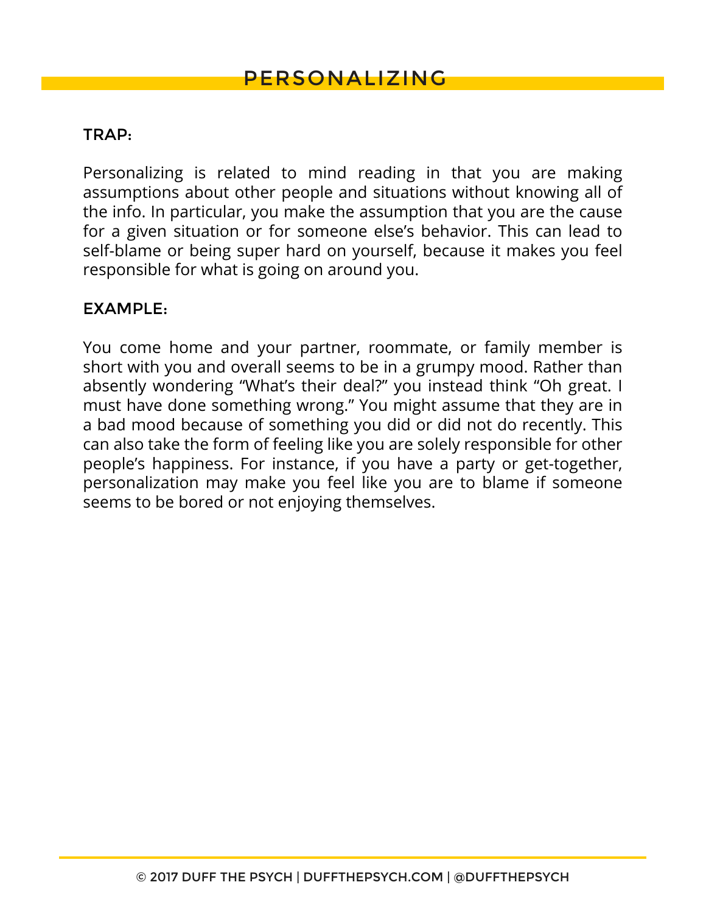# PERSONALIZING

### TRAP:

Personalizing is related to mind reading in that you are making assumptions about other people and situations without knowing all of the info. In particular, you make the assumption that you are the cause for a given situation or for someone else's behavior. This can lead to self-blame or being super hard on yourself, because it makes you feel responsible for what is going on around you.

### EXAMPLE:

You come home and your partner, roommate, or family member is short with you and overall seems to be in a grumpy mood. Rather than absently wondering "What's their deal?" you instead think "Oh great. I must have done something wrong." You might assume that they are in a bad mood because of something you did or did not do recently. This can also take the form of feeling like you are solely responsible for other people's happiness. For instance, if you have a party or get-together, personalization may make you feel like you are to blame if someone seems to be bored or not enjoying themselves.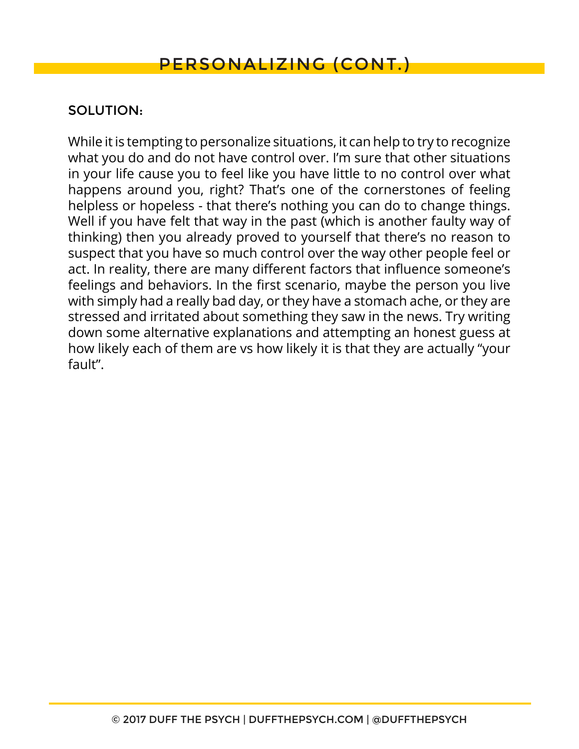## PERSONALIZING (CONT.)

### SOLUTION:

While it is tempting to personalize situations, it can help to try to recognize what you do and do not have control over. I'm sure that other situations in your life cause you to feel like you have little to no control over what happens around you, right? That's one of the cornerstones of feeling helpless or hopeless - that there's nothing you can do to change things. Well if you have felt that way in the past (which is another faulty way of thinking) then you already proved to yourself that there's no reason to suspect that you have so much control over the way other people feel or act. In reality, there are many different factors that influence someone's feelings and behaviors. In the first scenario, maybe the person you live with simply had a really bad day, or they have a stomach ache, or they are stressed and irritated about something they saw in the news. Try writing down some alternative explanations and attempting an honest guess at how likely each of them are vs how likely it is that they are actually "your fault".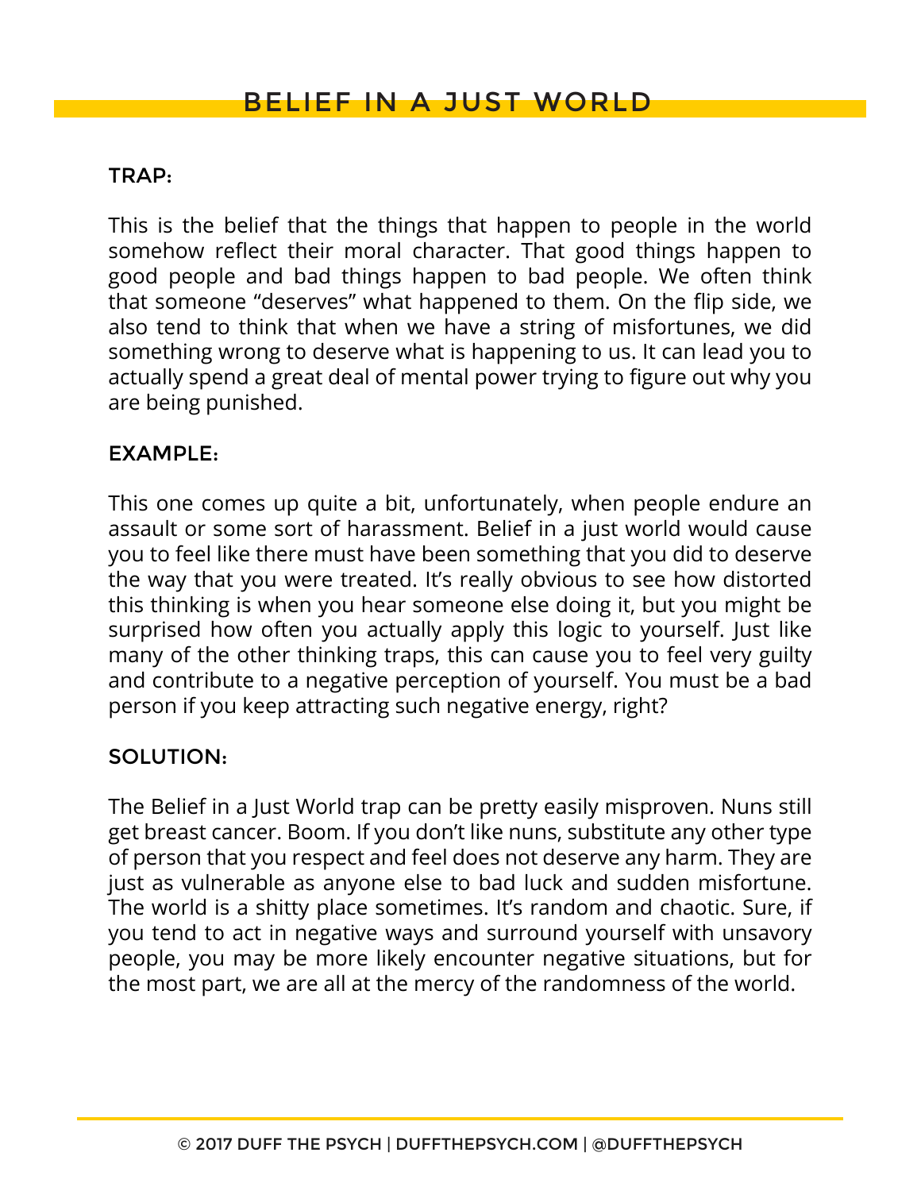# BELIEF IN A JUST WORLD

## TRAP:

This is the belief that the things that happen to people in the world somehow reflect their moral character. That good things happen to good people and bad things happen to bad people. We often think that someone "deserves" what happened to them. On the flip side, we also tend to think that when we have a string of misfortunes, we did something wrong to deserve what is happening to us. It can lead you to actually spend a great deal of mental power trying to figure out why you are being punished.

## EXAMPLE:

This one comes up quite a bit, unfortunately, when people endure an assault or some sort of harassment. Belief in a just world would cause you to feel like there must have been something that you did to deserve the way that you were treated. It's really obvious to see how distorted this thinking is when you hear someone else doing it, but you might be surprised how often you actually apply this logic to yourself. Just like many of the other thinking traps, this can cause you to feel very guilty and contribute to a negative perception of yourself. You must be a bad person if you keep attracting such negative energy, right?

## SOLUTION:

The Belief in a Just World trap can be pretty easily misproven. Nuns still get breast cancer. Boom. If you don't like nuns, substitute any other type of person that you respect and feel does not deserve any harm. They are just as vulnerable as anyone else to bad luck and sudden misfortune. The world is a shitty place sometimes. It's random and chaotic. Sure, if you tend to act in negative ways and surround yourself with unsavory people, you may be more likely encounter negative situations, but for the most part, we are all at the mercy of the randomness of the world.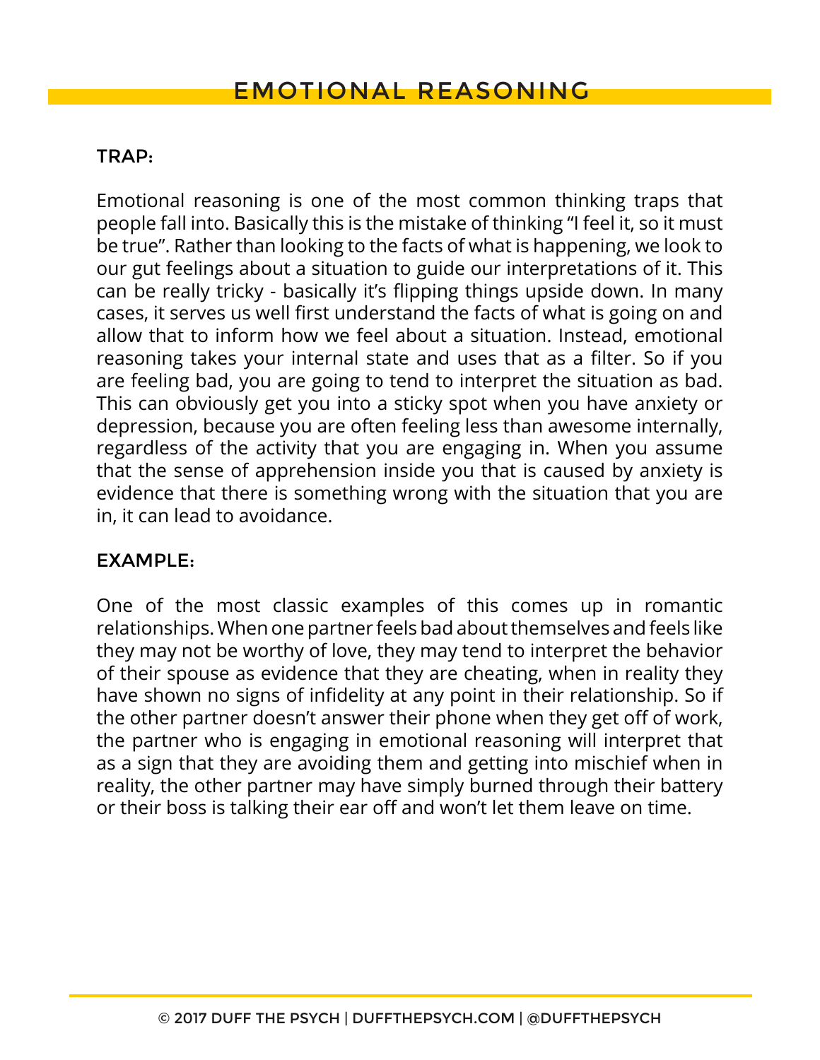# EMOTIONAL REASONING

### TRAP:

Emotional reasoning is one of the most common thinking traps that people fall into. Basically this is the mistake of thinking "I feel it, so it must be true". Rather than looking to the facts of what is happening, we look to our gut feelings about a situation to guide our interpretations of it. This can be really tricky - basically it's flipping things upside down. In many cases, it serves us well first understand the facts of what is going on and allow that to inform how we feel about a situation. Instead, emotional reasoning takes your internal state and uses that as a filter. So if you are feeling bad, you are going to tend to interpret the situation as bad. This can obviously get you into a sticky spot when you have anxiety or depression, because you are often feeling less than awesome internally, regardless of the activity that you are engaging in. When you assume that the sense of apprehension inside you that is caused by anxiety is evidence that there is something wrong with the situation that you are in, it can lead to avoidance.

### EXAMPLE:

One of the most classic examples of this comes up in romantic relationships. When one partner feels bad about themselves and feels like they may not be worthy of love, they may tend to interpret the behavior of their spouse as evidence that they are cheating, when in reality they have shown no signs of infidelity at any point in their relationship. So if the other partner doesn't answer their phone when they get off of work, the partner who is engaging in emotional reasoning will interpret that as a sign that they are avoiding them and getting into mischief when in reality, the other partner may have simply burned through their battery or their boss is talking their ear off and won't let them leave on time.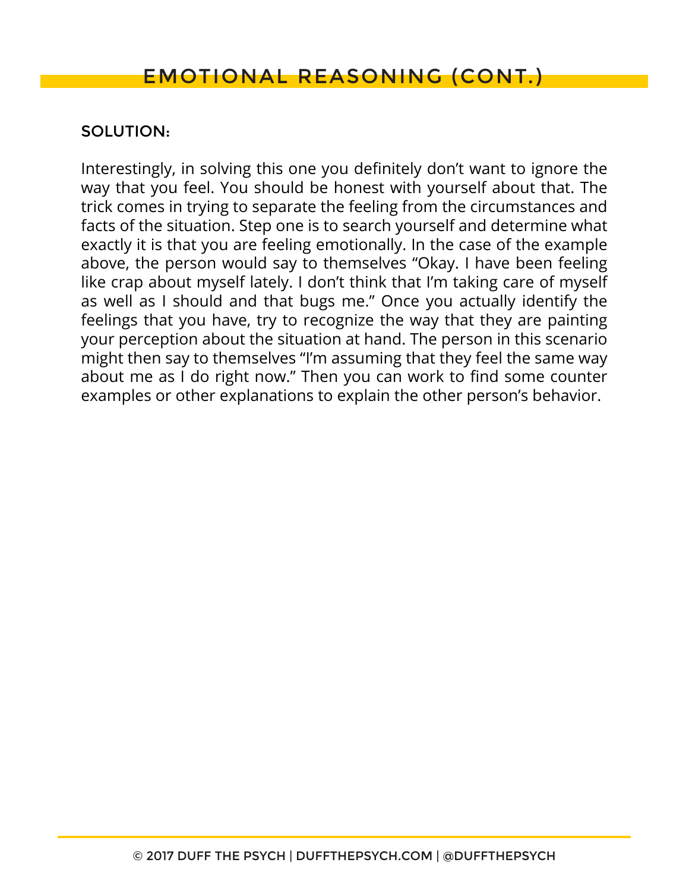## EMOTIONAL REASONING (CONT.)

### SOLUTION:

Interestingly, in solving this one you definitely don't want to ignore the way that you feel. You should be honest with yourself about that. The trick comes in trying to separate the feeling from the circumstances and facts of the situation. Step one is to search yourself and determine what exactly it is that you are feeling emotionally. In the case of the example above, the person would say to themselves "Okay. I have been feeling like crap about myself lately. I don't think that I'm taking care of myself as well as I should and that bugs me." Once you actually identify the feelings that you have, try to recognize the way that they are painting your perception about the situation at hand. The person in this scenario might then say to themselves "I'm assuming that they feel the same way about me as I do right now." Then you can work to find some counter examples or other explanations to explain the other person's behavior.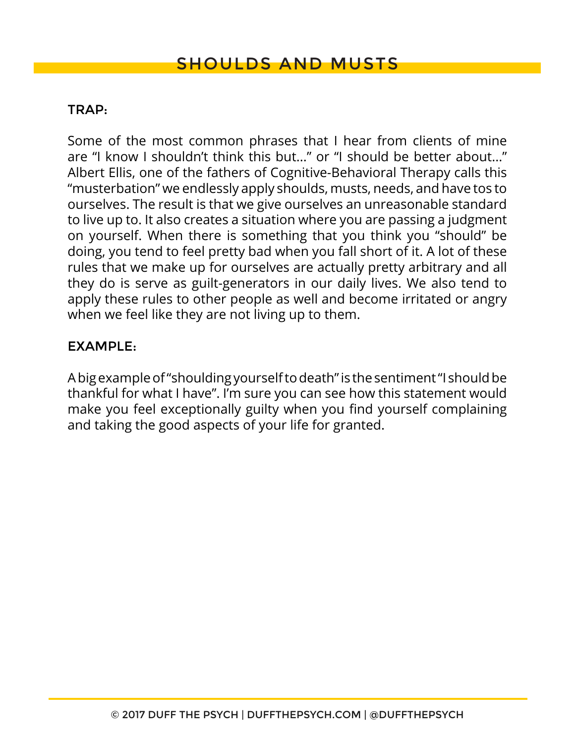# SHOULDS AND MUSTS

## TRAP:

Some of the most common phrases that I hear from clients of mine are “I know I shouldn’t think this but...” or “I should be better about...” Albert Ellis, one of the fathers of Cognitive-Behavioral Therapy calls this “musterbation” we endlessly apply shoulds, musts, needs, and have tos to ourselves. The result is that we give ourselves an unreasonable standard to live up to. It also creates a situation where you are passing a judgment on yourself. When there is something that you think you “should” be doing, you tend to feel pretty bad when you fall short of it. A lot of these rules that we make up for ourselves are actually pretty arbitrary and all they do is serve as guilt-generators in our daily lives. We also tend to apply these rules to other people as well and become irritated or angry when we feel like they are not living up to them.

## EXAMPLE:

A big example of “shoulding yourself to death” is the sentiment “I should be thankful for what I have”. I’m sure you can see how this statement would make you feel exceptionally guilty when you find yourself complaining and taking the good aspects of your life for granted.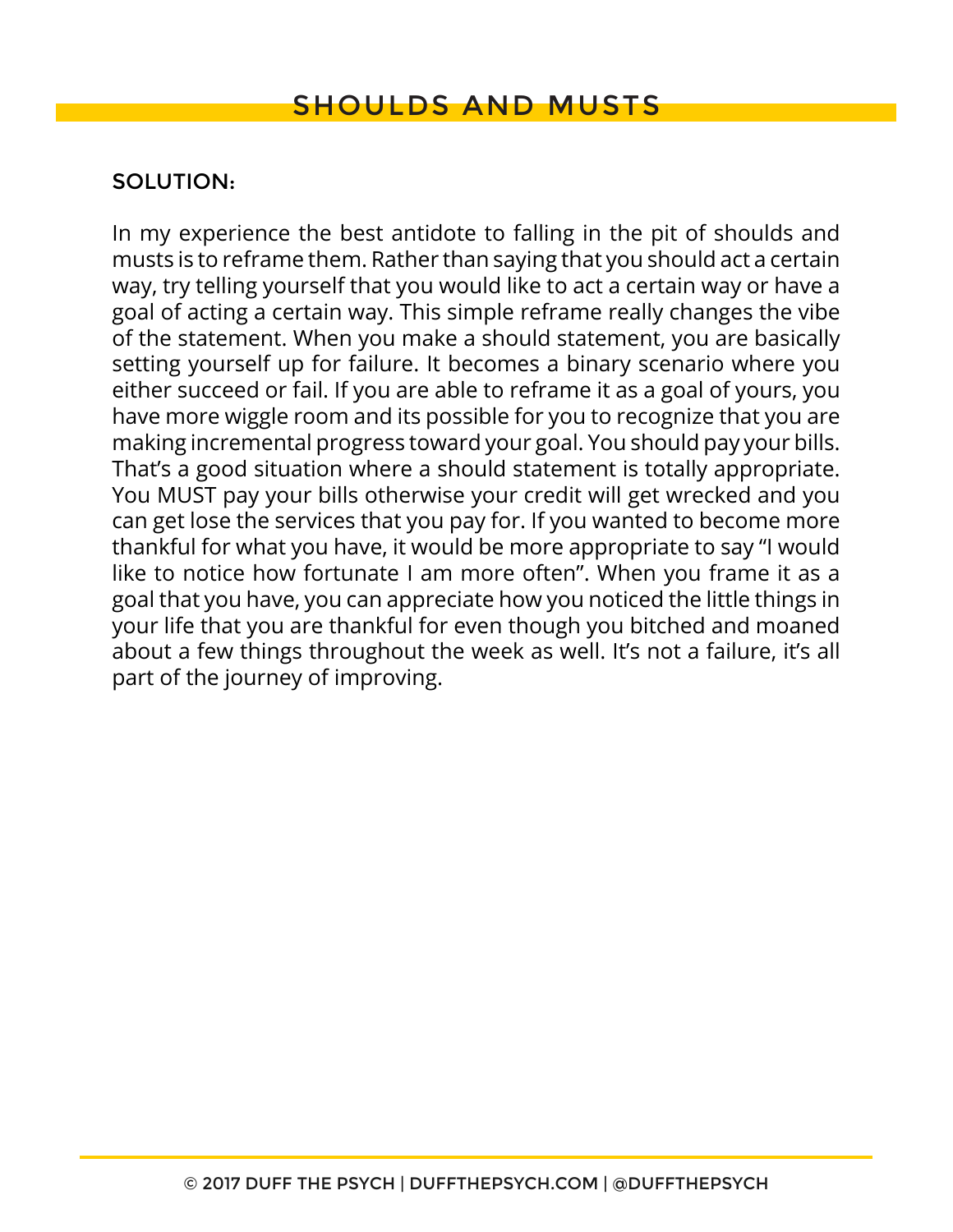# SHOULDS AND MUSTS

## SOLUTION:

In my experience the best antidote to falling in the pit of shoulds and musts is to reframe them. Rather than saying that you should act a certain way, try telling yourself that you would like to act a certain way or have a goal of acting a certain way. This simple reframe really changes the vibe of the statement. When you make a should statement, you are basically setting yourself up for failure. It becomes a binary scenario where you either succeed or fail. If you are able to reframe it as a goal of yours, you have more wiggle room and its possible for you to recognize that you are making incremental progress toward your goal. You should pay your bills. That's a good situation where a should statement is totally appropriate. You MUST pay your bills otherwise your credit will get wrecked and you can get lose the services that you pay for. If you wanted to become more thankful for what you have, it would be more appropriate to say "I would like to notice how fortunate I am more often". When you frame it as a goal that you have, you can appreciate how you noticed the little things in your life that you are thankful for even though you bitched and moaned about a few things throughout the week as well. It's not a failure, it's all part of the journey of improving.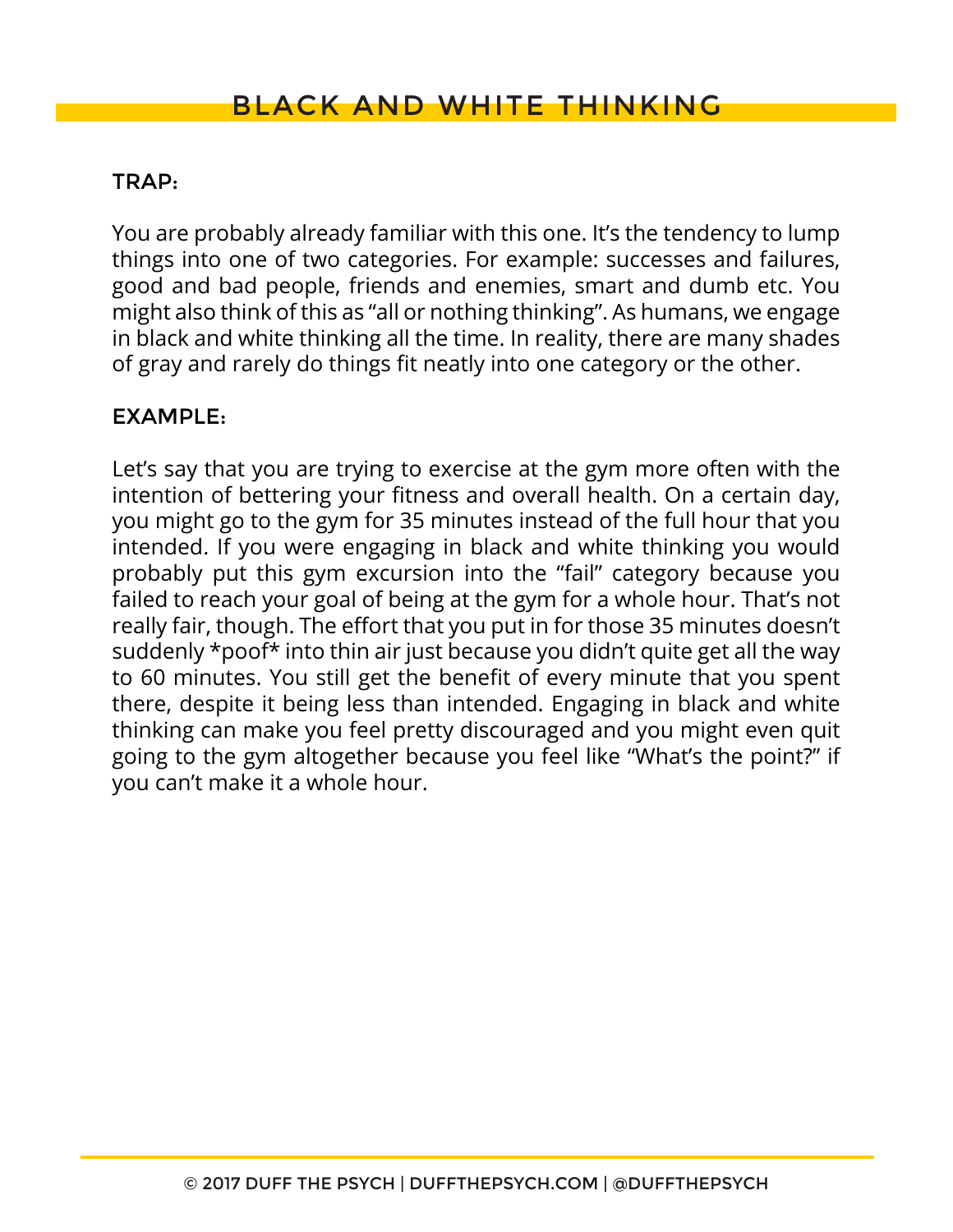# BLACK AND WHITE THINKING

## TRAP:

You are probably already familiar with this one. It's the tendency to lump things into one of two categories. For example: successes and failures, good and bad people, friends and enemies, smart and dumb etc. You might also think of this as "all or nothing thinking". As humans, we engage in black and white thinking all the time. In reality, there are many shades of gray and rarely do things fit neatly into one category or the other.

## EXAMPLE:

Let's say that you are trying to exercise at the gym more often with the intention of bettering your fitness and overall health. On a certain day, you might go to the gym for 35 minutes instead of the full hour that you intended. If you were engaging in black and white thinking you would probably put this gym excursion into the "fail" category because you failed to reach your goal of being at the gym for a whole hour. That's not really fair, though. The effort that you put in for those 35 minutes doesn't suddenly *poof* into thin air just because you didn't quite get all the way to 60 minutes. You still get the benefit of every minute that you spent there, despite it being less than intended. Engaging in black and white thinking can make you feel pretty discouraged and you might even quit going to the gym altogether because you feel like "What's the point?" if you can't make it a whole hour.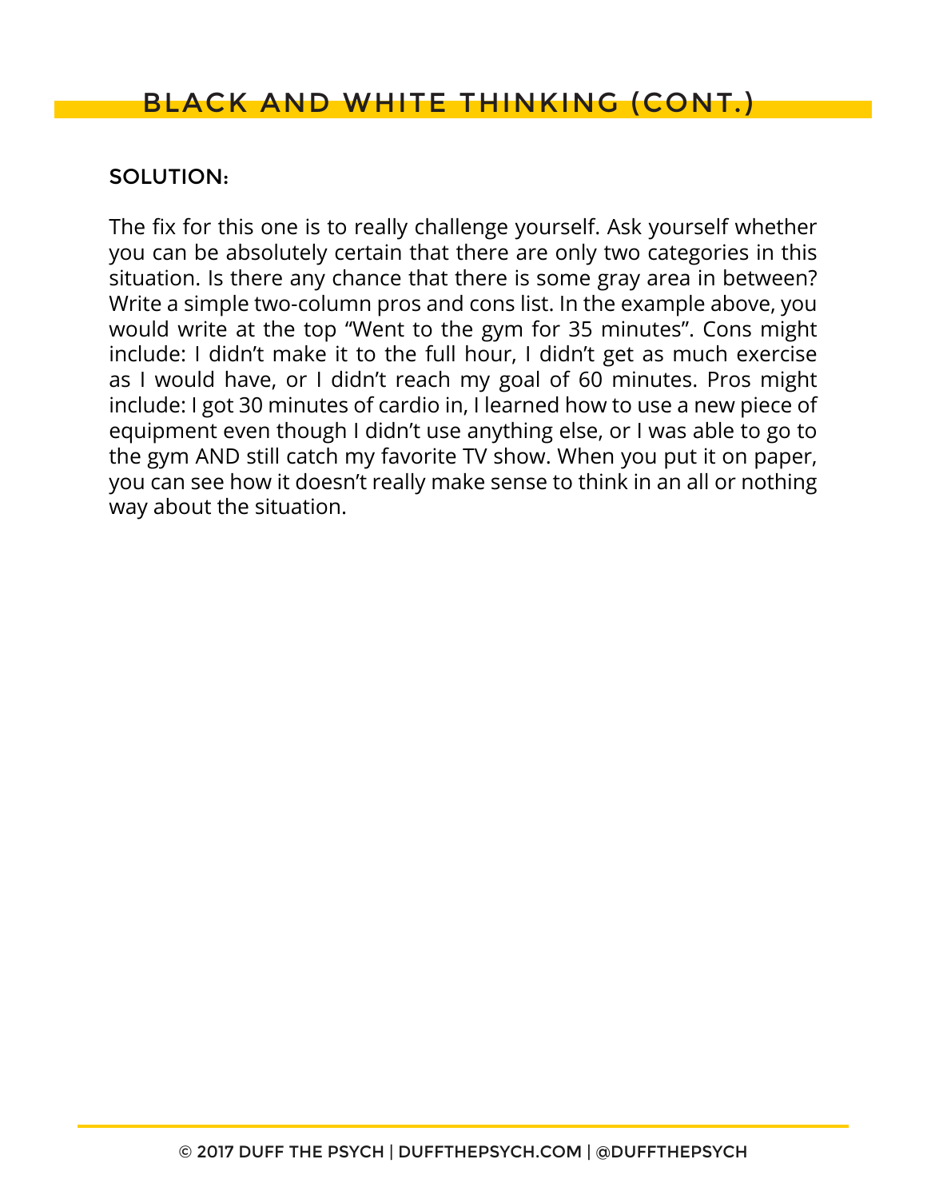## BLACK AND WHITE THINKING (CONT.)

### SOLUTION:

The fix for this one is to really challenge yourself. Ask yourself whether you can be absolutely certain that there are only two categories in this situation. Is there any chance that there is some gray area in between? Write a simple two-column pros and cons list. In the example above, you would write at the top "Went to the gym for 35 minutes". Cons might include: I didn't make it to the full hour, I didn't get as much exercise as I would have, or I didn't reach my goal of 60 minutes. Pros might include: I got 30 minutes of cardio in, I learned how to use a new piece of equipment even though I didn't use anything else, or I was able to go to the gym AND still catch my favorite TV show. When you put it on paper, you can see how it doesn't really make sense to think in an all or nothing way about the situation.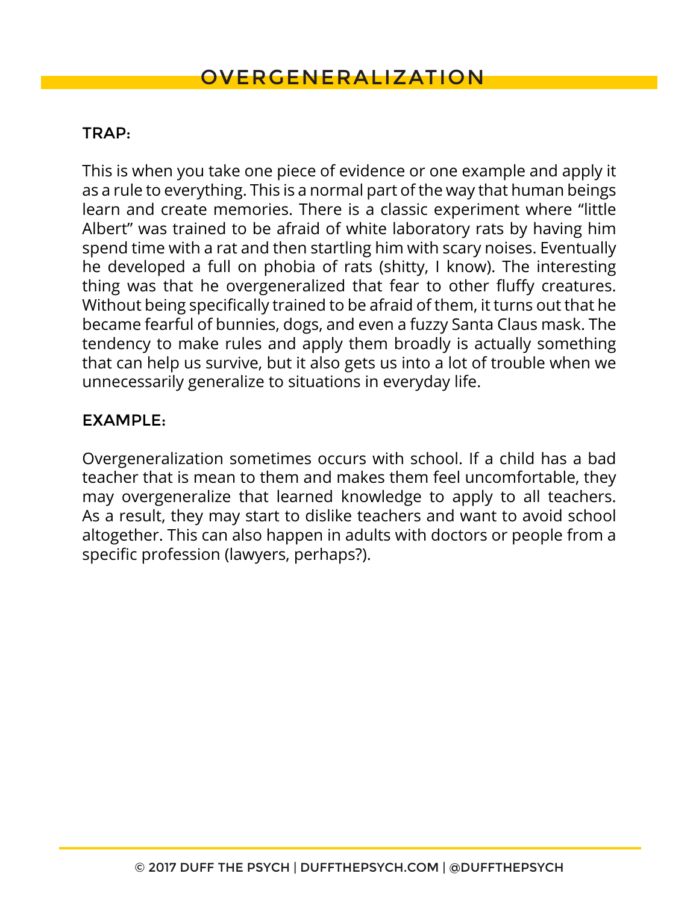# OVERGENERALIZATION

## TRAP:

This is when you take one piece of evidence or one example and apply it as a rule to everything. This is a normal part of the way that human beings learn and create memories. There is a classic experiment where "little Albert" was trained to be afraid of white laboratory rats by having him spend time with a rat and then startling him with scary noises. Eventually he developed a full on phobia of rats (shitty, I know). The interesting thing was that he overgeneralized that fear to other fluffy creatures. Without being specifically trained to be afraid of them, it turns out that he became fearful of bunnies, dogs, and even a fuzzy Santa Claus mask. The tendency to make rules and apply them broadly is actually something that can help us survive, but it also gets us into a lot of trouble when we unnecessarily generalize to situations in everyday life.

## EXAMPLE:

Overgeneralization sometimes occurs with school. If a child has a bad teacher that is mean to them and makes them feel uncomfortable, they may overgeneralize that learned knowledge to apply to all teachers. As a result, they may start to dislike teachers and want to avoid school altogether. This can also happen in adults with doctors or people from a specific profession (lawyers, perhaps?).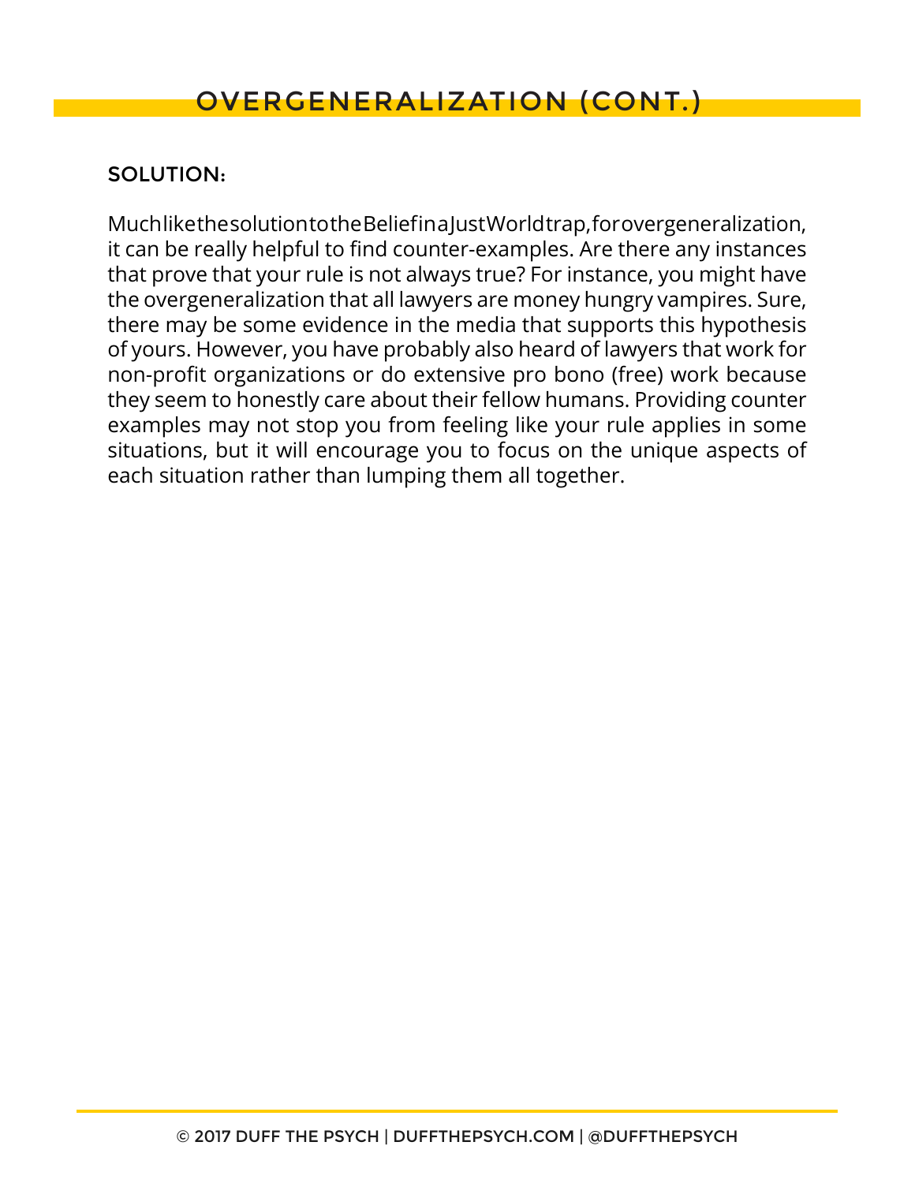## OVERGENERALIZATION (CONT.)

### SOLUTION:

Much like the solution to the Belief in a Just World trap, for overgeneralization, it can be really helpful to find counter-examples. Are there any instances that prove that your rule is not always true? For instance, you might have the overgeneralization that all lawyers are money hungry vampires. Sure, there may be some evidence in the media that supports this hypothesis of yours. However, you have probably also heard of lawyers that work for non-profit organizations or do extensive pro bono (free) work because they seem to honestly care about their fellow humans. Providing counter examples may not stop you from feeling like your rule applies in some situations, but it will encourage you to focus on the unique aspects of each situation rather than lumping them all together.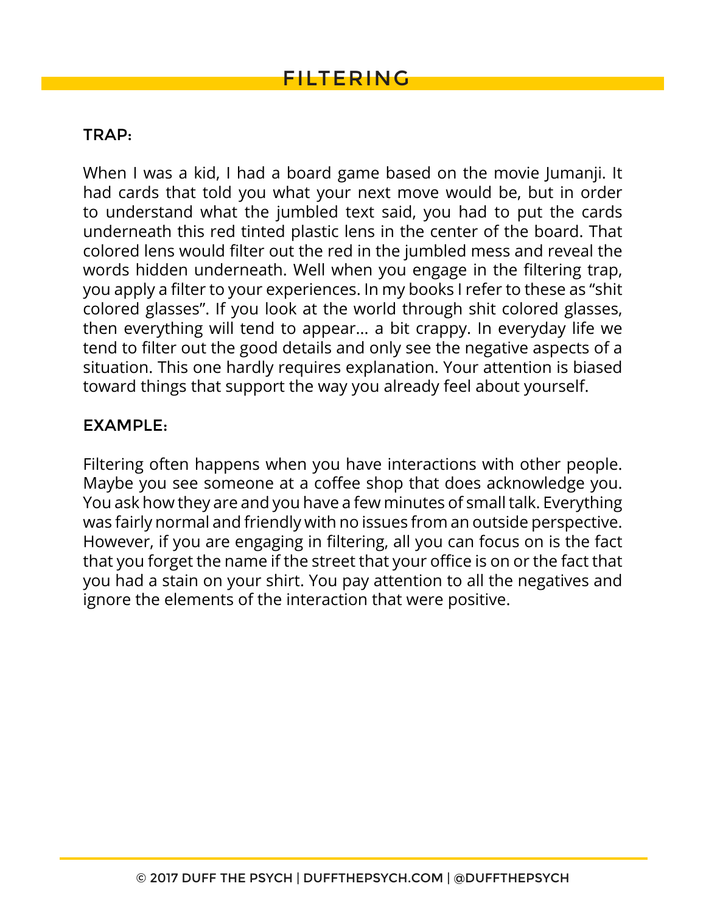# FILTERING

### TRAP:

When I was a kid, I had a board game based on the movie Jumanji. It had cards that told you what your next move would be, but in order to understand what the jumbled text said, you had to put the cards underneath this red tinted plastic lens in the center of the board. That colored lens would filter out the red in the jumbled mess and reveal the words hidden underneath. Well when you engage in the filtering trap, you apply a filter to your experiences. In my books I refer to these as "shit colored glasses". If you look at the world through shit colored glasses, then everything will tend to appear… a bit crappy. In everyday life we tend to filter out the good details and only see the negative aspects of a situation. This one hardly requires explanation. Your attention is biased toward things that support the way you already feel about yourself.

### EXAMPLE:

Filtering often happens when you have interactions with other people. Maybe you see someone at a coffee shop that does acknowledge you. You ask how they are and you have a few minutes of small talk. Everything was fairly normal and friendly with no issues from an outside perspective. However, if you are engaging in filtering, all you can focus on is the fact that you forget the name if the street that your office is on or the fact that you had a stain on your shirt. You pay attention to all the negatives and ignore the elements of the interaction that were positive.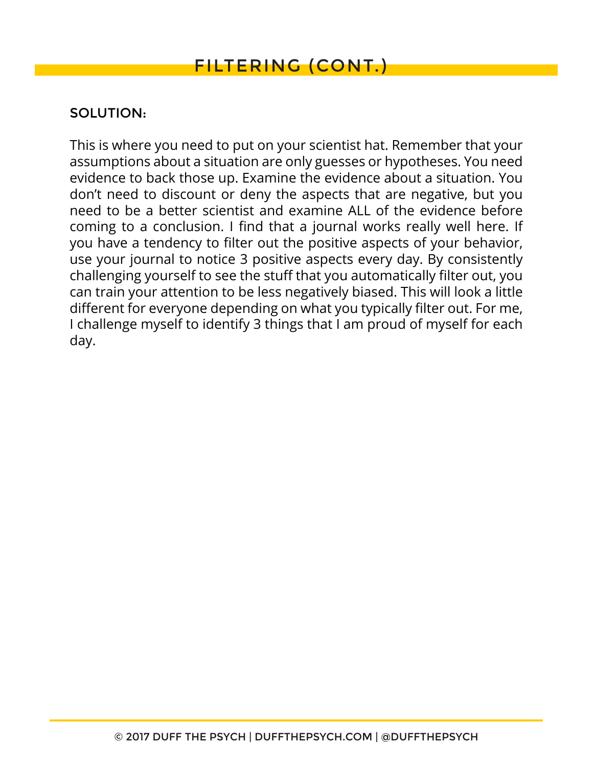# FILTERING (CONT.)

### SOLUTION:

This is where you need to put on your scientist hat. Remember that your assumptions about a situation are only guesses or hypotheses. You need evidence to back those up. Examine the evidence about a situation. You don't need to discount or deny the aspects that are negative, but you need to be a better scientist and examine ALL of the evidence before coming to a conclusion. I find that a journal works really well here. If you have a tendency to filter out the positive aspects of your behavior, use your journal to notice 3 positive aspects every day. By consistently challenging yourself to see the stuff that you automatically filter out, you can train your attention to be less negatively biased. This will look a little different for everyone depending on what you typically filter out. For me, I challenge myself to identify 3 things that I am proud of myself for each day.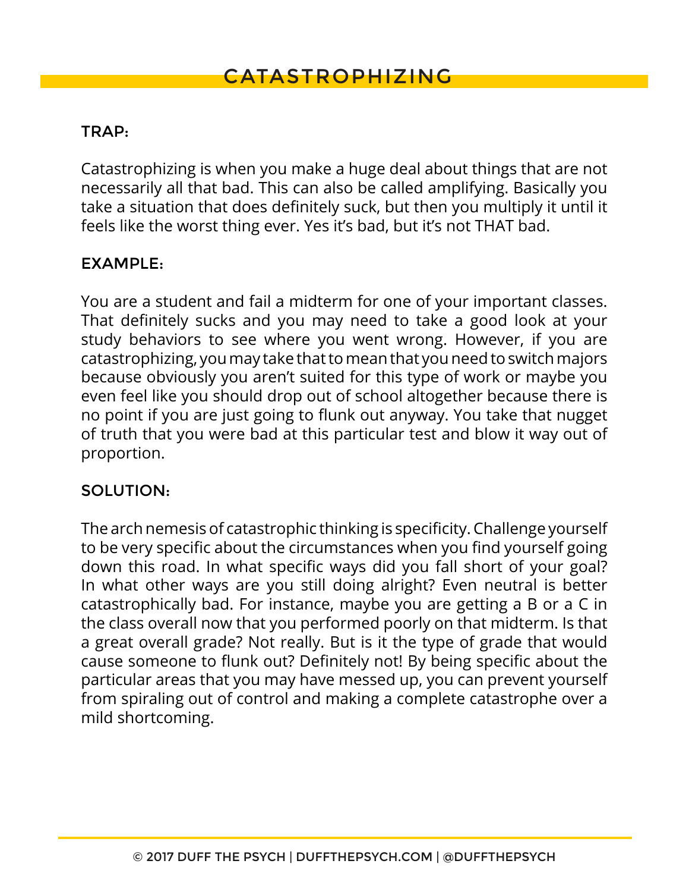# CATASTROPHIZING

## TRAP:

Catastrophizing is when you make a huge deal about things that are not necessarily all that bad. This can also be called amplifying. Basically you take a situation that does definitely suck, but then you multiply it until it feels like the worst thing ever. Yes it's bad, but it's not THAT bad.

## EXAMPLE:

You are a student and fail a midterm for one of your important classes. That definitely sucks and you may need to take a good look at your study behaviors to see where you went wrong. However, if you are catastrophizing, you may take that to mean that you need to switch majors because obviously you aren't suited for this type of work or maybe you even feel like you should drop out of school altogether because there is no point if you are just going to flunk out anyway. You take that nugget of truth that you were bad at this particular test and blow it way out of proportion.

## SOLUTION:

The arch nemesis of catastrophic thinking is specificity. Challenge yourself to be very specific about the circumstances when you find yourself going down this road. In what specific ways did you fall short of your goal? In what other ways are you still doing alright? Even neutral is better catastrophically bad. For instance, maybe you are getting a B or a C in the class overall now that you performed poorly on that midterm. Is that a great overall grade? Not really. But is it the type of grade that would cause someone to flunk out? Definitely not! By being specific about the particular areas that you may have messed up, you can prevent yourself from spiraling out of control and making a complete catastrophe over a mild shortcoming.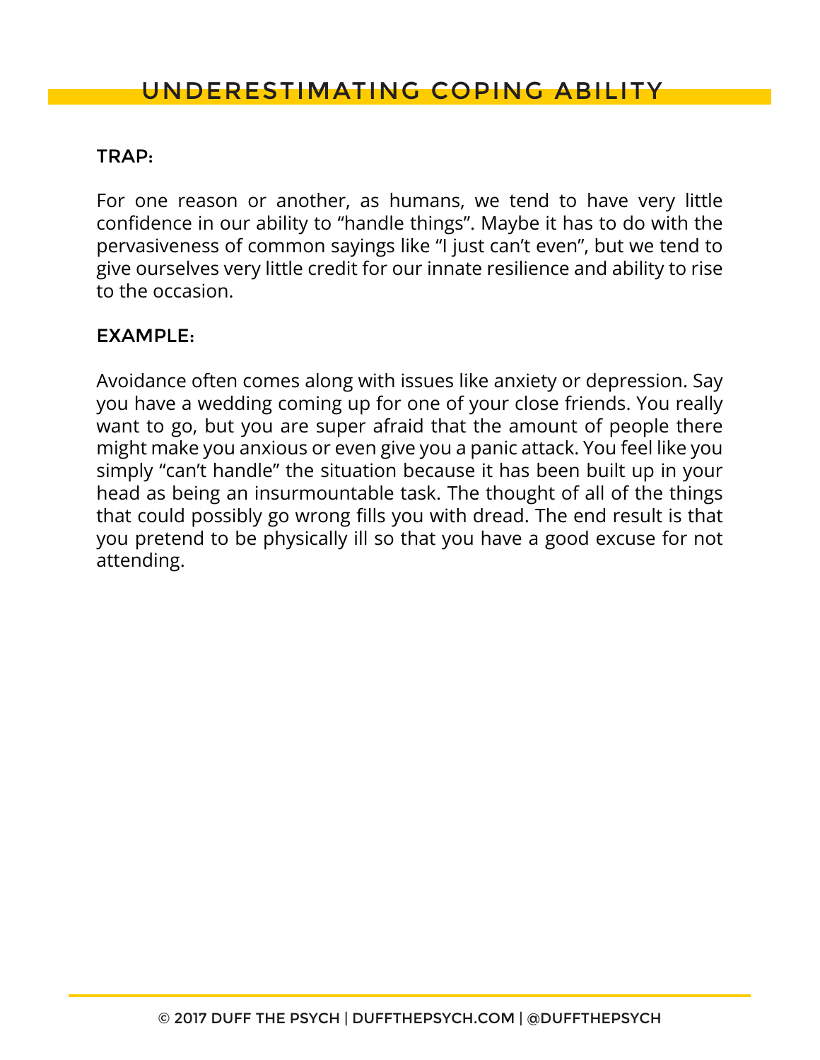# UNDERESTIMATING COPING ABILITY

### TRAP:

For one reason or another, as humans, we tend to have very little confidence in our ability to “handle things”. Maybe it has to do with the pervasiveness of common sayings like “I just can’t even”, but we tend to give ourselves very little credit for our innate resilience and ability to rise to the occasion.

### EXAMPLE:

Avoidance often comes along with issues like anxiety or depression. Say you have a wedding coming up for one of your close friends. You really want to go, but you are super afraid that the amount of people there might make you anxious or even give you a panic attack. You feel like you simply “can’t handle” the situation because it has been built up in your head as being an insurmountable task. The thought of all of the things that could possibly go wrong fills you with dread. The end result is that you pretend to be physically ill so that you have a good excuse for not attending.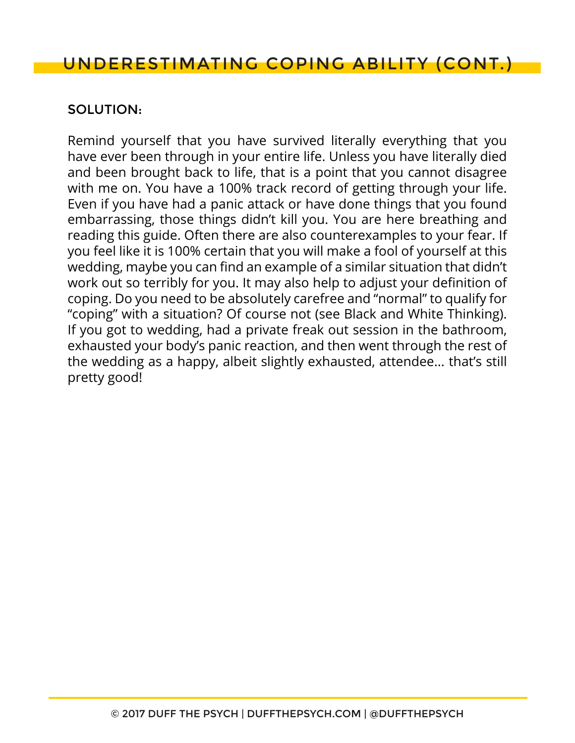## UNDERESTIMATING COPING ABILITY (CONT.)

### SOLUTION:

Remind yourself that you have survived literally everything that you have ever been through in your entire life. Unless you have literally died and been brought back to life, that is a point that you cannot disagree with me on. You have a 100% track record of getting through your life. Even if you have had a panic attack or have done things that you found embarrassing, those things didn't kill you. You are here breathing and reading this guide. Often there are also counterexamples to your fear. If you feel like it is 100% certain that you will make a fool of yourself at this wedding, maybe you can find an example of a similar situation that didn't work out so terribly for you. It may also help to adjust your definition of coping. Do you need to be absolutely carefree and "normal" to qualify for "coping" with a situation? Of course not (see Black and White Thinking). If you got to wedding, had a private freak out session in the bathroom, exhausted your body's panic reaction, and then went through the rest of the wedding as a happy, albeit slightly exhausted, attendee… that's still pretty good!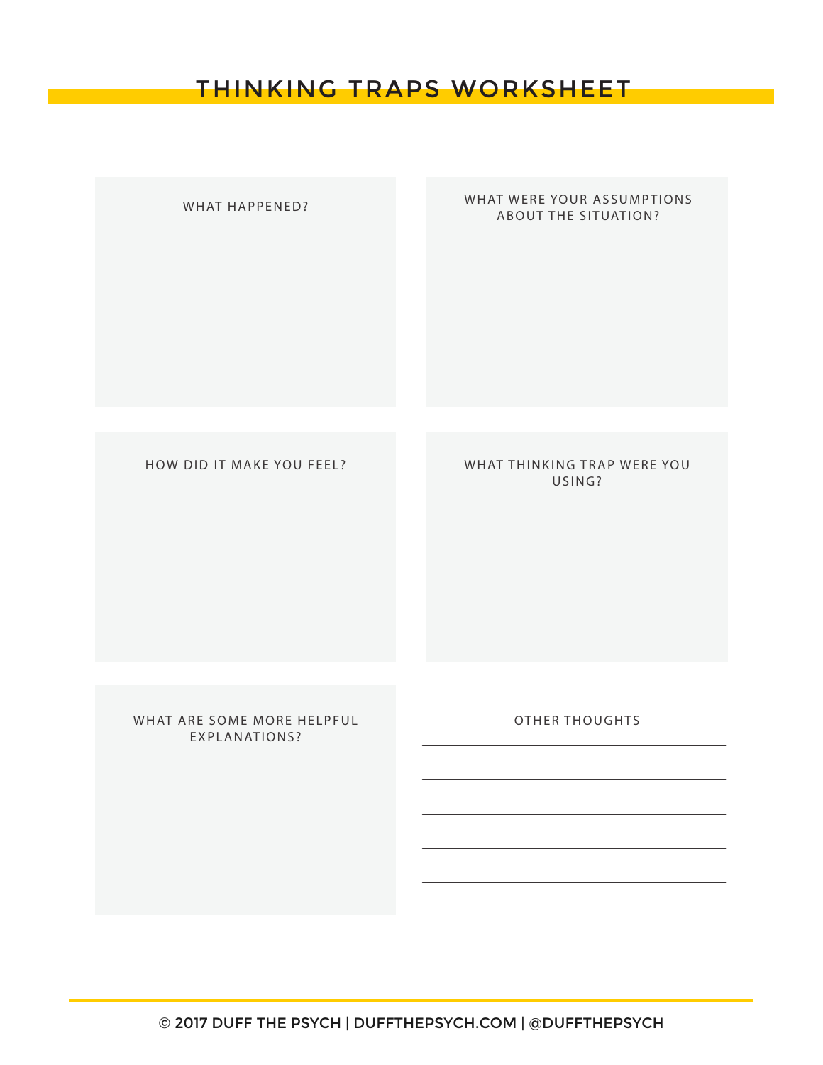# THINKING TRAPS WORKSHEET

WHAT HAPPENED?

WHAT WERE YOUR ASSUMPTIONS ABOUT THE SITUATION?

HOW DID IT MAKE YOU FEEL?

WHAT THINKING TRAP WERE YOU USING?

WHAT ARE SOME MORE HELPFUL EXPLANATIONS?

OTHER THOUGHTS

© 2017 DUFF THE PSYCH | DUFFTHEPSYCH.COM | @DUFFTHEPSYCH